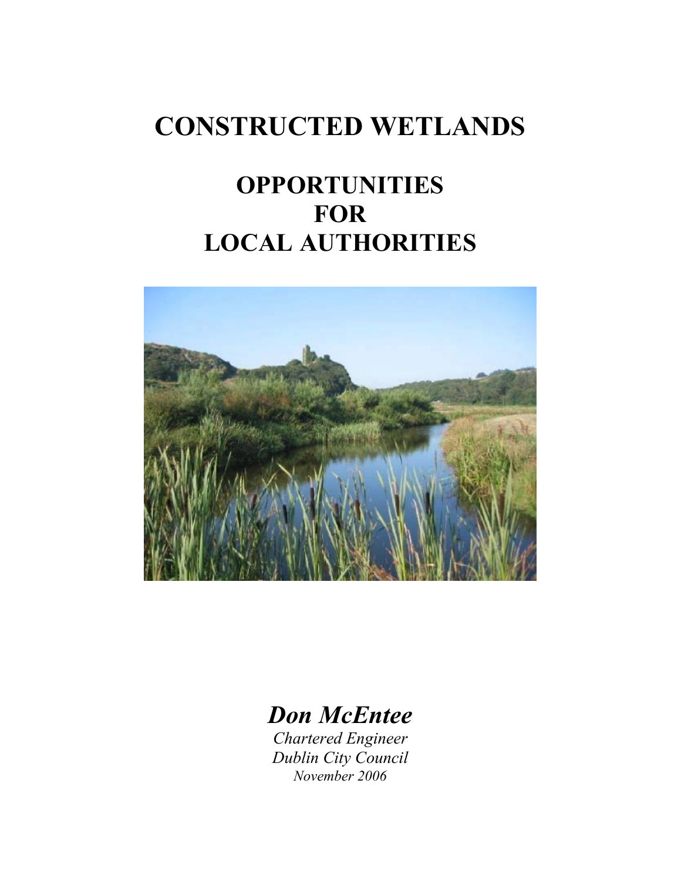# CONSTRUCTED WETLANDS

## OPPORTUNITIES
## FOR
## LOCAL AUTHORITIES

***Don McEntee***

*Chartered Engineer*
*Dublin City Council*
*November 2006*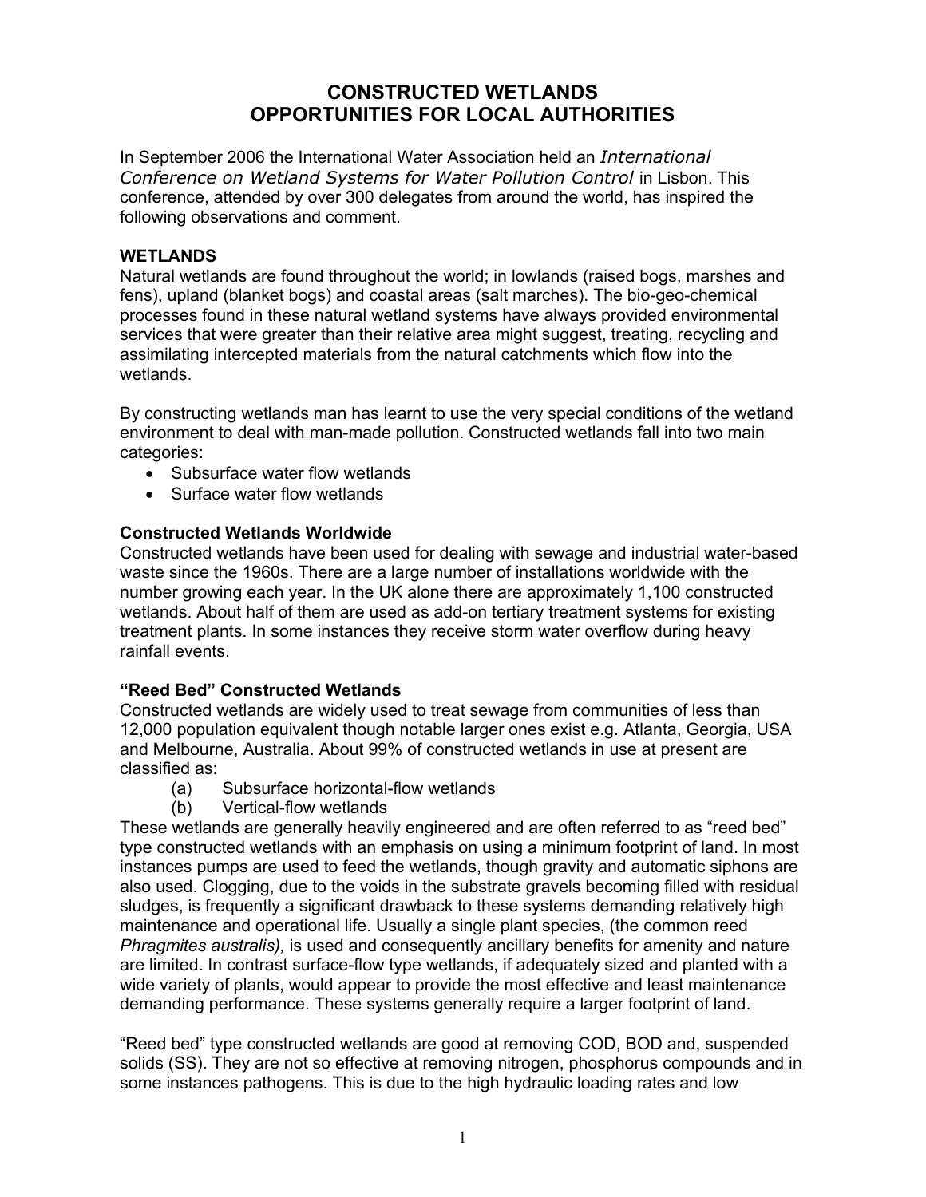# CONSTRUCTED WETLANDS
# OPPORTUNITIES FOR LOCAL AUTHORITIES

In September 2006 the International Water Association held an *International Conference on Wetland Systems for Water Pollution Control* in Lisbon. This conference, attended by over 300 delegates from around the world, has inspired the following observations and comment.

## WETLANDS

Natural wetlands are found throughout the world; in lowlands (raised bogs, marshes and fens), upland (blanket bogs) and coastal areas (salt marches). The bio-geo-chemical processes found in these natural wetland systems have always provided environmental services that were greater than their relative area might suggest, treating, recycling and assimilating intercepted materials from the natural catchments which flow into the wetlands.

By constructing wetlands man has learnt to use the very special conditions of the wetland environment to deal with man-made pollution. Constructed wetlands fall into two main categories:

- Subsurface water flow wetlands
- Surface water flow wetlands

### Constructed Wetlands Worldwide

Constructed wetlands have been used for dealing with sewage and industrial water-based waste since the 1960s. There are a large number of installations worldwide with the number growing each year. In the UK alone there are approximately 1,100 constructed wetlands. About half of them are used as add-on tertiary treatment systems for existing treatment plants. In some instances they receive storm water overflow during heavy rainfall events.

### "Reed Bed" Constructed Wetlands

Constructed wetlands are widely used to treat sewage from communities of less than 12,000 population equivalent though notable larger ones exist e.g. Atlanta, Georgia, USA and Melbourne, Australia. About 99% of constructed wetlands in use at present are classified as:

(a) Subsurface horizontal-flow wetlands
(b) Vertical-flow wetlands

These wetlands are generally heavily engineered and are often referred to as "reed bed" type constructed wetlands with an emphasis on using a minimum footprint of land. In most instances pumps are used to feed the wetlands, though gravity and automatic siphons are also used. Clogging, due to the voids in the substrate gravels becoming filled with residual sludges, is frequently a significant drawback to these systems demanding relatively high maintenance and operational life. Usually a single plant species, (the common reed *Phragmites australis),* is used and consequently ancillary benefits for amenity and nature are limited. In contrast surface-flow type wetlands, if adequately sized and planted with a wide variety of plants, would appear to provide the most effective and least maintenance demanding performance. These systems generally require a larger footprint of land.

"Reed bed" type constructed wetlands are good at removing COD, BOD and, suspended solids (SS). They are not so effective at removing nitrogen, phosphorus compounds and in some instances pathogens. This is due to the high hydraulic loading rates and low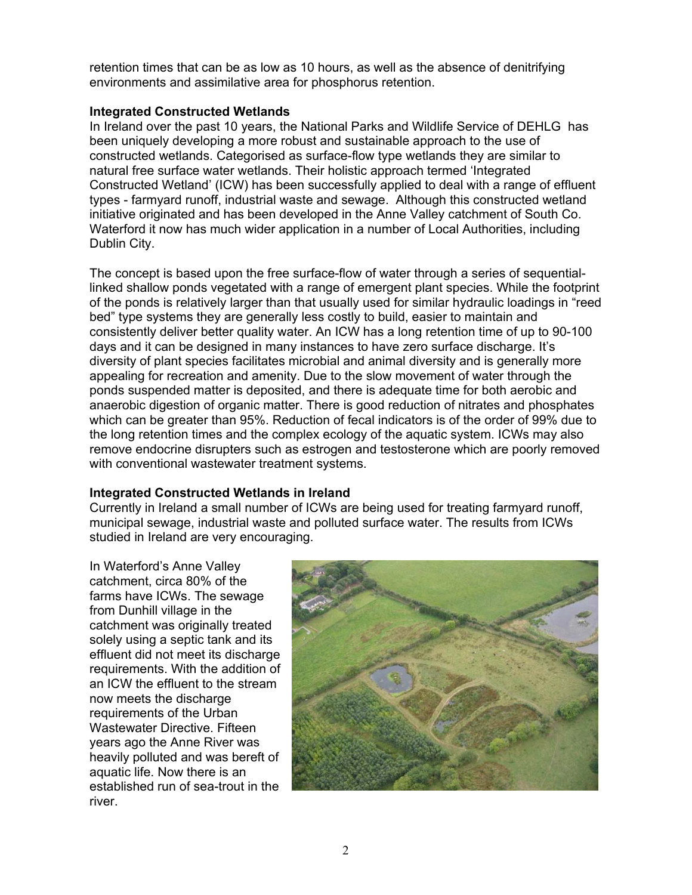retention times that can be as low as 10 hours, as well as the absence of denitrifying environments and assimilative area for phosphorus retention.

**Integrated Constructed Wetlands**

In Ireland over the past 10 years, the National Parks and Wildlife Service of DEHLG has been uniquely developing a more robust and sustainable approach to the use of constructed wetlands. Categorised as surface-flow type wetlands they are similar to natural free surface water wetlands. Their holistic approach termed 'Integrated Constructed Wetland' (ICW) has been successfully applied to deal with a range of effluent types - farmyard runoff, industrial waste and sewage. Although this constructed wetland initiative originated and has been developed in the Anne Valley catchment of South Co. Waterford it now has much wider application in a number of Local Authorities, including Dublin City.

The concept is based upon the free surface-flow of water through a series of sequential-linked shallow ponds vegetated with a range of emergent plant species. While the footprint of the ponds is relatively larger than that usually used for similar hydraulic loadings in "reed bed" type systems they are generally less costly to build, easier to maintain and consistently deliver better quality water. An ICW has a long retention time of up to 90-100 days and it can be designed in many instances to have zero surface discharge. It's diversity of plant species facilitates microbial and animal diversity and is generally more appealing for recreation and amenity. Due to the slow movement of water through the ponds suspended matter is deposited, and there is adequate time for both aerobic and anaerobic digestion of organic matter. There is good reduction of nitrates and phosphates which can be greater than 95%. Reduction of fecal indicators is of the order of 99% due to the long retention times and the complex ecology of the aquatic system. ICWs may also remove endocrine disrupters such as estrogen and testosterone which are poorly removed with conventional wastewater treatment systems.

**Integrated Constructed Wetlands in Ireland**

Currently in Ireland a small number of ICWs are being used for treating farmyard runoff, municipal sewage, industrial waste and polluted surface water. The results from ICWs studied in Ireland are very encouraging.

In Waterford's Anne Valley catchment, circa 80% of the farms have ICWs. The sewage from Dunhill village in the catchment was originally treated solely using a septic tank and its effluent did not meet its discharge requirements. With the addition of an ICW the effluent to the stream now meets the discharge requirements of the Urban Wastewater Directive. Fifteen years ago the Anne River was heavily polluted and was bereft of aquatic life. Now there is an established run of sea-trout in the river.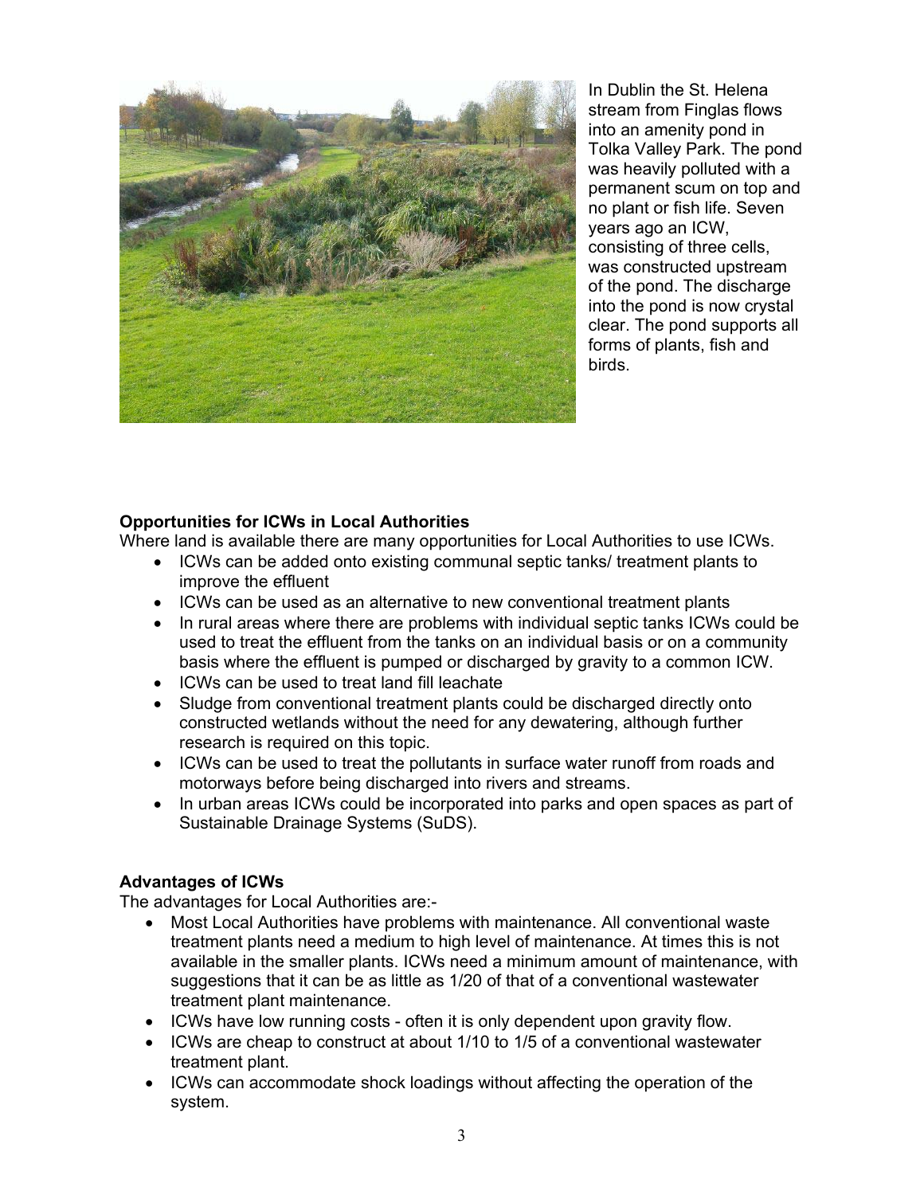In Dublin the St. Helena stream from Finglas flows into an amenity pond in Tolka Valley Park. The pond was heavily polluted with a permanent scum on top and no plant or fish life. Seven years ago an ICW, consisting of three cells, was constructed upstream of the pond. The discharge into the pond is now crystal clear. The pond supports all forms of plants, fish and birds.

**Opportunities for ICWs in Local Authorities**

Where land is available there are many opportunities for Local Authorities to use ICWs.

- ICWs can be added onto existing communal septic tanks/ treatment plants to improve the effluent
- ICWs can be used as an alternative to new conventional treatment plants
- In rural areas where there are problems with individual septic tanks ICWs could be used to treat the effluent from the tanks on an individual basis or on a community basis where the effluent is pumped or discharged by gravity to a common ICW.
- ICWs can be used to treat land fill leachate
- Sludge from conventional treatment plants could be discharged directly onto constructed wetlands without the need for any dewatering, although further research is required on this topic.
- ICWs can be used to treat the pollutants in surface water runoff from roads and motorways before being discharged into rivers and streams.
- In urban areas ICWs could be incorporated into parks and open spaces as part of Sustainable Drainage Systems (SuDS).

**Advantages of ICWs**

The advantages for Local Authorities are:-

- Most Local Authorities have problems with maintenance. All conventional waste treatment plants need a medium to high level of maintenance. At times this is not available in the smaller plants. ICWs need a minimum amount of maintenance, with suggestions that it can be as little as 1/20 of that of a conventional wastewater treatment plant maintenance.
- ICWs have low running costs - often it is only dependent upon gravity flow.
- ICWs are cheap to construct at about 1/10 to 1/5 of a conventional wastewater treatment plant.
- ICWs can accommodate shock loadings without affecting the operation of the system.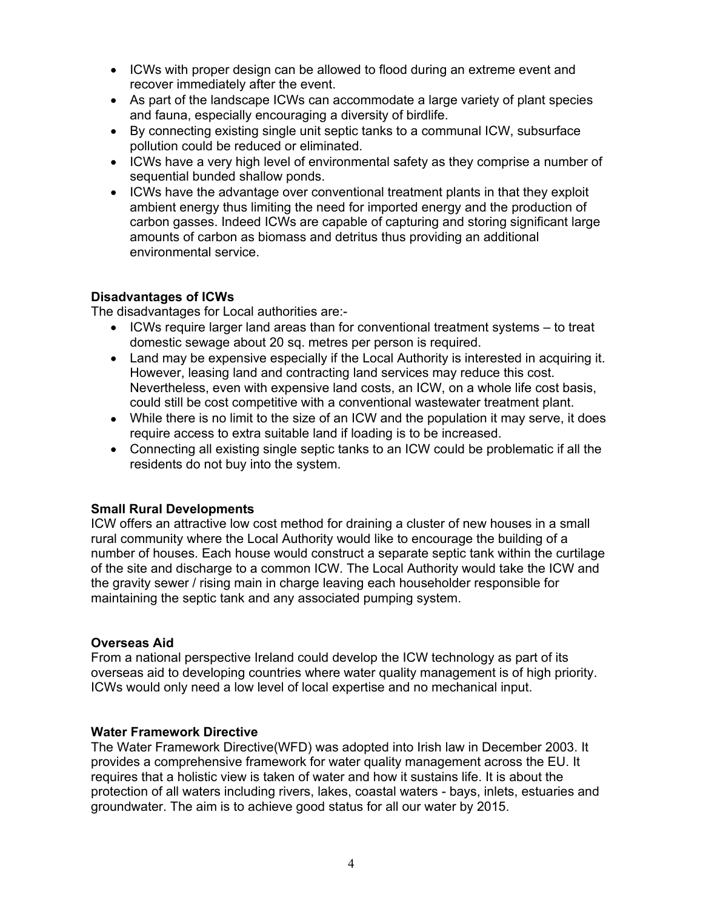- ICWs with proper design can be allowed to flood during an extreme event and recover immediately after the event.
- As part of the landscape ICWs can accommodate a large variety of plant species and fauna, especially encouraging a diversity of birdlife.
- By connecting existing single unit septic tanks to a communal ICW, subsurface pollution could be reduced or eliminated.
- ICWs have a very high level of environmental safety as they comprise a number of sequential bunded shallow ponds.
- ICWs have the advantage over conventional treatment plants in that they exploit ambient energy thus limiting the need for imported energy and the production of carbon gasses. Indeed ICWs are capable of capturing and storing significant large amounts of carbon as biomass and detritus thus providing an additional environmental service.

**Disadvantages of ICWs**

The disadvantages for Local authorities are:-

- ICWs require larger land areas than for conventional treatment systems – to treat domestic sewage about 20 sq. metres per person is required.
- Land may be expensive especially if the Local Authority is interested in acquiring it. However, leasing land and contracting land services may reduce this cost. Nevertheless, even with expensive land costs, an ICW, on a whole life cost basis, could still be cost competitive with a conventional wastewater treatment plant.
- While there is no limit to the size of an ICW and the population it may serve, it does require access to extra suitable land if loading is to be increased.
- Connecting all existing single septic tanks to an ICW could be problematic if all the residents do not buy into the system.

**Small Rural Developments**

ICW offers an attractive low cost method for draining a cluster of new houses in a small rural community where the Local Authority would like to encourage the building of a number of houses. Each house would construct a separate septic tank within the curtilage of the site and discharge to a common ICW. The Local Authority would take the ICW and the gravity sewer / rising main in charge leaving each householder responsible for maintaining the septic tank and any associated pumping system.

**Overseas Aid**

From a national perspective Ireland could develop the ICW technology as part of its overseas aid to developing countries where water quality management is of high priority. ICWs would only need a low level of local expertise and no mechanical input.

**Water Framework Directive**

The Water Framework Directive(WFD) was adopted into Irish law in December 2003. It provides a comprehensive framework for water quality management across the EU. It requires that a holistic view is taken of water and how it sustains life. It is about the protection of all waters including rivers, lakes, coastal waters - bays, inlets, estuaries and groundwater. The aim is to achieve good status for all our water by 2015.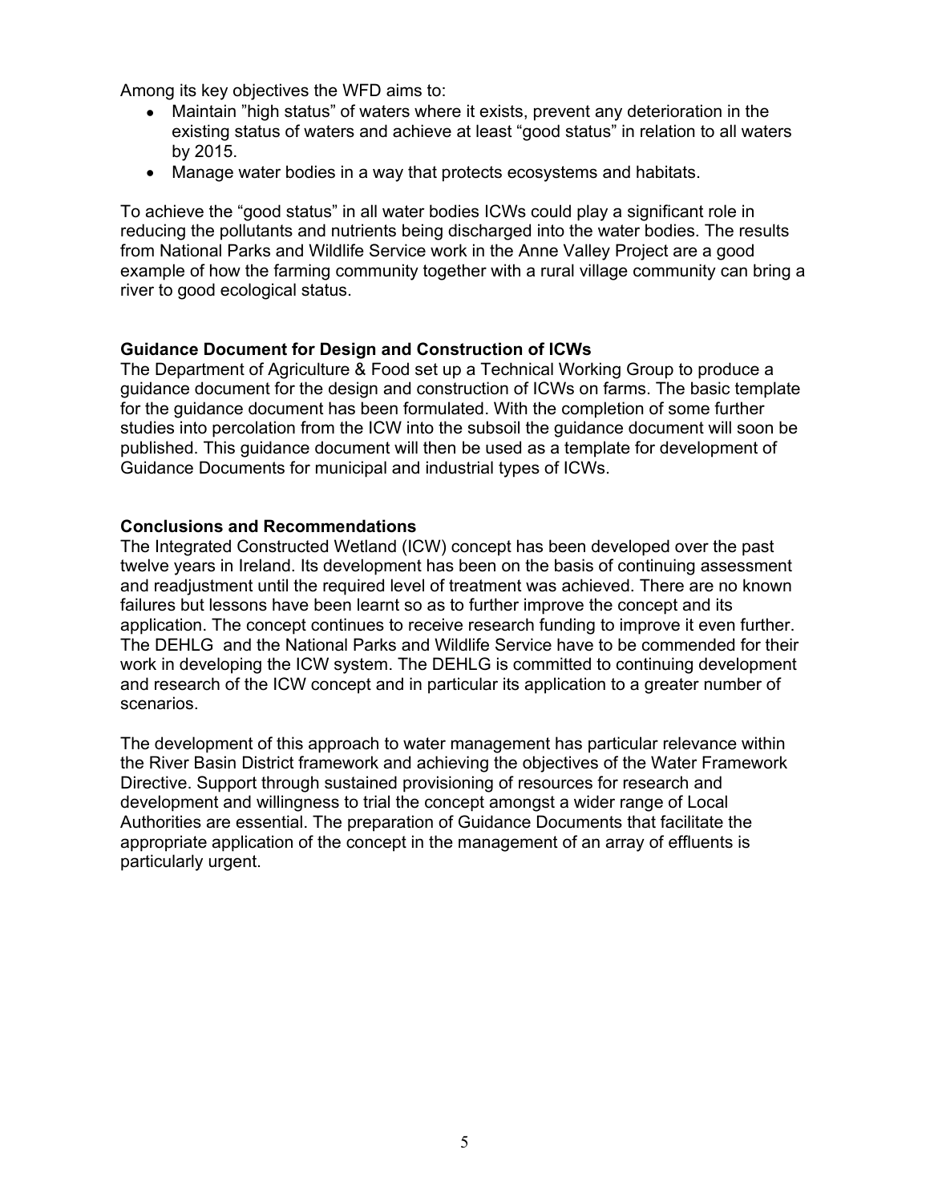Among its key objectives the WFD aims to:

- Maintain "high status" of waters where it exists, prevent any deterioration in the existing status of waters and achieve at least "good status" in relation to all waters by 2015.
- Manage water bodies in a way that protects ecosystems and habitats.

To achieve the "good status" in all water bodies ICWs could play a significant role in reducing the pollutants and nutrients being discharged into the water bodies. The results from National Parks and Wildlife Service work in the Anne Valley Project are a good example of how the farming community together with a rural village community can bring a river to good ecological status.

**Guidance Document for Design and Construction of ICWs**

The Department of Agriculture & Food set up a Technical Working Group to produce a guidance document for the design and construction of ICWs on farms. The basic template for the guidance document has been formulated. With the completion of some further studies into percolation from the ICW into the subsoil the guidance document will soon be published. This guidance document will then be used as a template for development of Guidance Documents for municipal and industrial types of ICWs.

**Conclusions and Recommendations**

The Integrated Constructed Wetland (ICW) concept has been developed over the past twelve years in Ireland. Its development has been on the basis of continuing assessment and readjustment until the required level of treatment was achieved. There are no known failures but lessons have been learnt so as to further improve the concept and its application. The concept continues to receive research funding to improve it even further. The DEHLG and the National Parks and Wildlife Service have to be commended for their work in developing the ICW system. The DEHLG is committed to continuing development and research of the ICW concept and in particular its application to a greater number of scenarios.

The development of this approach to water management has particular relevance within the River Basin District framework and achieving the objectives of the Water Framework Directive. Support through sustained provisioning of resources for research and development and willingness to trial the concept amongst a wider range of Local Authorities are essential. The preparation of Guidance Documents that facilitate the appropriate application of the concept in the management of an array of effluents is particularly urgent.